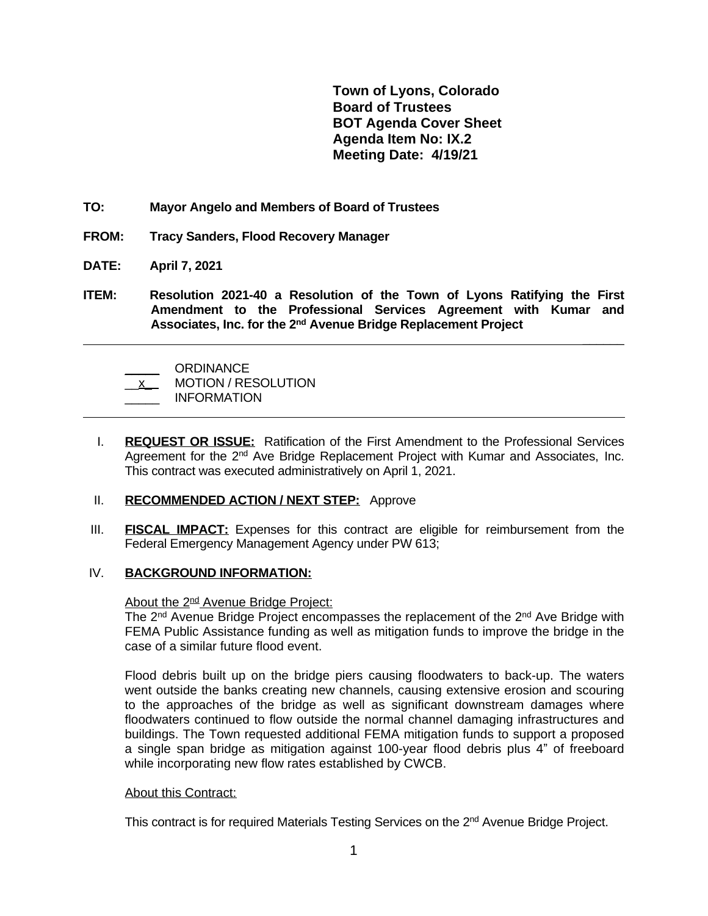**Town of Lyons, Colorado**
**Board of Trustees**
**BOT Agenda Cover Sheet**
**Agenda Item No: IX.2**
**Meeting Date: 4/19/21**

**TO:** **Mayor Angelo and Members of Board of Trustees**

**FROM:** **Tracy Sanders, Flood Recovery Manager**

**DATE:** **April 7, 2021**

**ITEM:** **Resolution 2021-40 a Resolution of the Town of Lyons Ratifying the First Amendment to the Professional Services Agreement with Kumar and Associates, Inc. for the 2nd Avenue Bridge Replacement Project**

---

_____ ORDINANCE
__x__ MOTION / RESOLUTION
_____ INFORMATION

---

I. **REQUEST OR ISSUE:** Ratification of the First Amendment to the Professional Services Agreement for the 2nd Ave Bridge Replacement Project with Kumar and Associates, Inc. This contract was executed administratively on April 1, 2021.

II. **RECOMMENDED ACTION / NEXT STEP:** Approve

III. **FISCAL IMPACT:** Expenses for this contract are eligible for reimbursement from the Federal Emergency Management Agency under PW 613;

IV. **BACKGROUND INFORMATION:**

About the 2nd Avenue Bridge Project:
The 2nd Avenue Bridge Project encompasses the replacement of the 2nd Ave Bridge with FEMA Public Assistance funding as well as mitigation funds to improve the bridge in the case of a similar future flood event.

Flood debris built up on the bridge piers causing floodwaters to back-up. The waters went outside the banks creating new channels, causing extensive erosion and scouring to the approaches of the bridge as well as significant downstream damages where floodwaters continued to flow outside the normal channel damaging infrastructures and buildings. The Town requested additional FEMA mitigation funds to support a proposed a single span bridge as mitigation against 100-year flood debris plus 4" of freeboard while incorporating new flow rates established by CWCB.

About this Contract:

This contract is for required Materials Testing Services on the 2nd Avenue Bridge Project.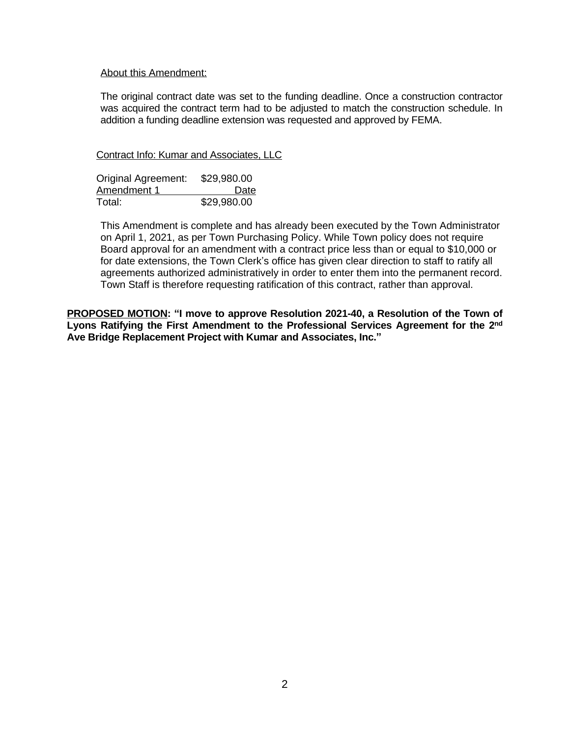About this Amendment:

The original contract date was set to the funding deadline. Once a construction contractor was acquired the contract term had to be adjusted to match the construction schedule. In addition a funding deadline extension was requested and approved by FEMA.

Contract Info: Kumar and Associates, LLC

| | |
|---|---|
| Original Agreement: | $29,980.00 |
| Amendment 1 | Date |
| Total: | $29,980.00 |

This Amendment is complete and has already been executed by the Town Administrator on April 1, 2021, as per Town Purchasing Policy. While Town policy does not require Board approval for an amendment with a contract price less than or equal to $10,000 or for date extensions, the Town Clerk's office has given clear direction to staff to ratify all agreements authorized administratively in order to enter them into the permanent record. Town Staff is therefore requesting ratification of this contract, rather than approval.

**PROPOSED MOTION: "I move to approve Resolution 2021-40, a Resolution of the Town of Lyons Ratifying the First Amendment to the Professional Services Agreement for the 2nd Ave Bridge Replacement Project with Kumar and Associates, Inc."**